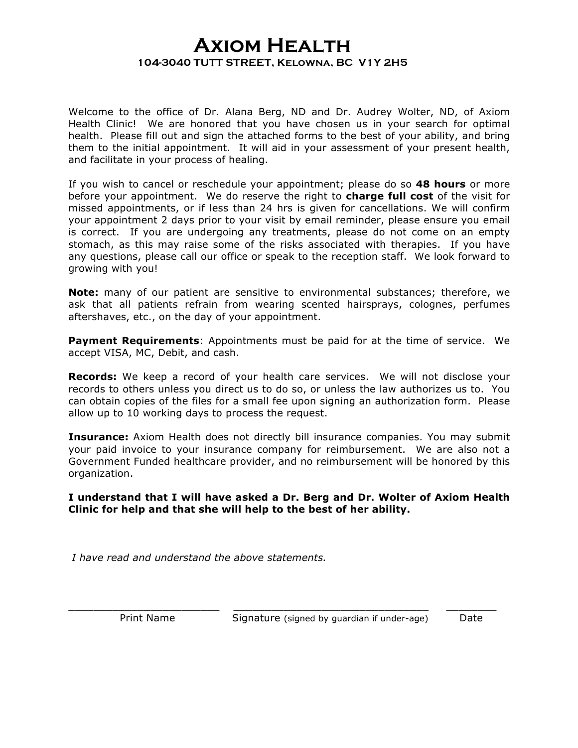# Axiom Health

## 104-3040 TUTT STREET, Kelowna, BC V1Y 2H5

Welcome to the office of Dr. Alana Berg, ND and Dr. Audrey Wolter, ND, of Axiom Health Clinic! We are honored that you have chosen us in your search for optimal health. Please fill out and sign the attached forms to the best of your ability, and bring them to the initial appointment. It will aid in your assessment of your present health, and facilitate in your process of healing.

If you wish to cancel or reschedule your appointment; please do so **48 hours** or more before your appointment. We do reserve the right to **charge full cost** of the visit for missed appointments, or if less than 24 hrs is given for cancellations. We will confirm your appointment 2 days prior to your visit by email reminder, please ensure you email is correct. If you are undergoing any treatments, please do not come on an empty stomach, as this may raise some of the risks associated with therapies. If you have any questions, please call our office or speak to the reception staff. We look forward to growing with you!

**Note:** many of our patient are sensitive to environmental substances; therefore, we ask that all patients refrain from wearing scented hairsprays, colognes, perfumes aftershaves, etc., on the day of your appointment.

**Payment Requirements**: Appointments must be paid for at the time of service. We accept VISA, MC, Debit, and cash.

**Records:** We keep a record of your health care services. We will not disclose your records to others unless you direct us to do so, or unless the law authorizes us to. You can obtain copies of the files for a small fee upon signing an authorization form. Please allow up to 10 working days to process the request.

**Insurance:** Axiom Health does not directly bill insurance companies. You may submit your paid invoice to your insurance company for reimbursement. We are also not a Government Funded healthcare provider, and no reimbursement will be honored by this organization.

**I understand that I will have asked a Dr. Berg and Dr. Wolter of Axiom Health Clinic for help and that she will help to the best of her ability.**

*I have read and understand the above statements.*

______________________ ____________________________ _______

Print Name Signature (signed by guardian if under-age) Date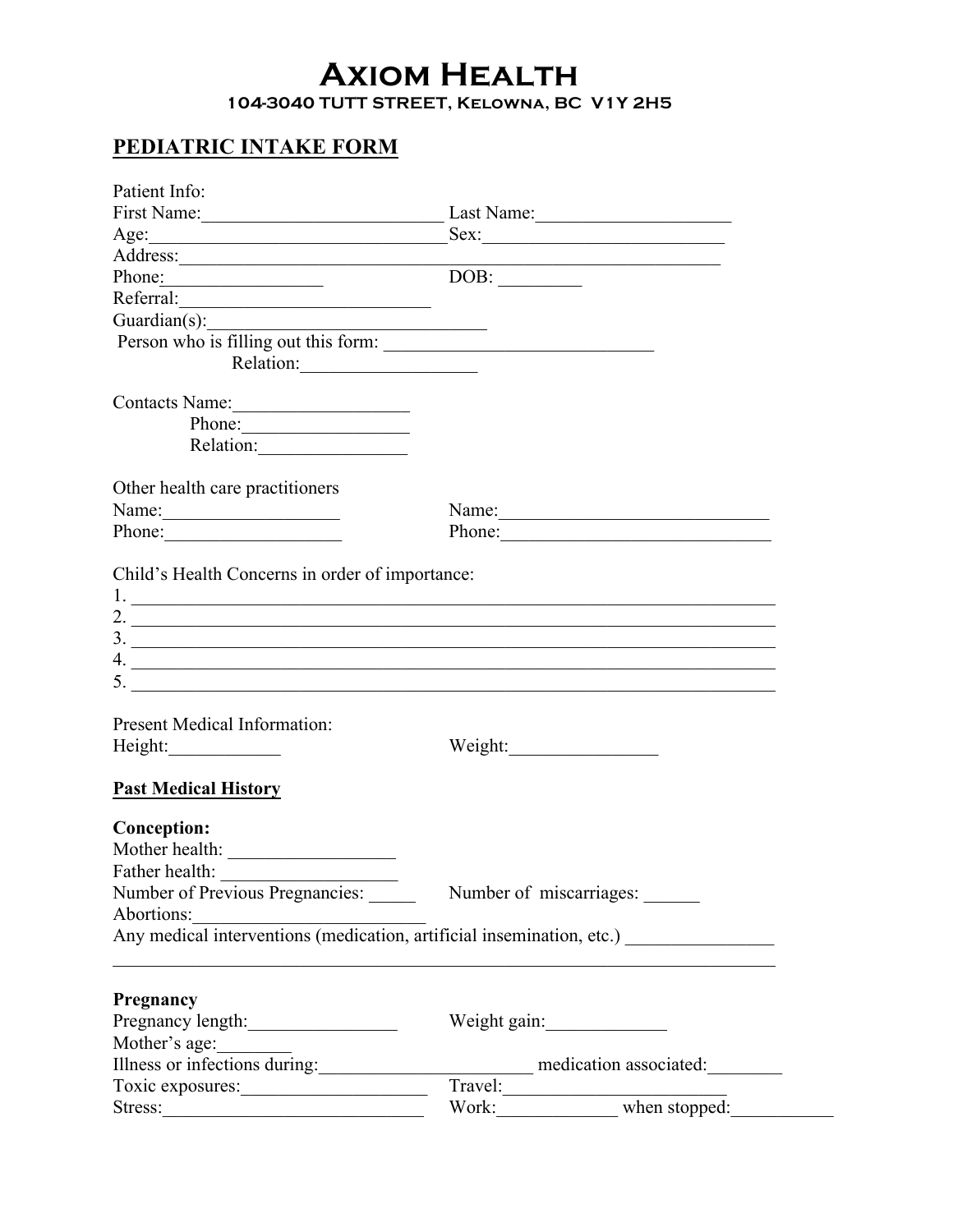# Axiom Health

**104-3040 TUTT STREET, Kelowna, BC V1Y 2H5**

## PEDIATRIC INTAKE FORM

Patient Info:

First Name:__________________________ Last Name:_____________________

Age:________________________________ Sex:__________________________

Address:_______________________________________________________________

Phone:________________ DOB: _________

Referral:___________________________

Guardian(s):____________________________

Person who is filling out this form: _____________________________

Relation:___________________

Contacts Name:__________________

Phone:__________________

Relation:________________

Other health care practitioners

Name:___________________ Name:_____________________________

Phone:__________________ Phone:_____________________________

Child's Health Concerns in order of importance:

1. ________________________________________________________________________
2. ________________________________________________________________________
3. ________________________________________________________________________
4. ________________________________________________________________________
5. ________________________________________________________________________

Present Medical Information:

Height:____________ Weight:________________

**Past Medical History**

**Conception:**

Mother health: __________________

Father health: __________________

Number of Previous Pregnancies: _____ Number of miscarriages: ______

Abortions:________________________

Any medical interventions (medication, artificial insemination, etc.) _______________

________________________________________________________________________

**Pregnancy**

Pregnancy length:________________ Weight gain:_____________

Mother's age:________

Illness or infections during:_______________________ medication associated:________

Toxic exposures:____________________ Travel:________________________

Stress:_____________________________ Work:_____________ when stopped:___________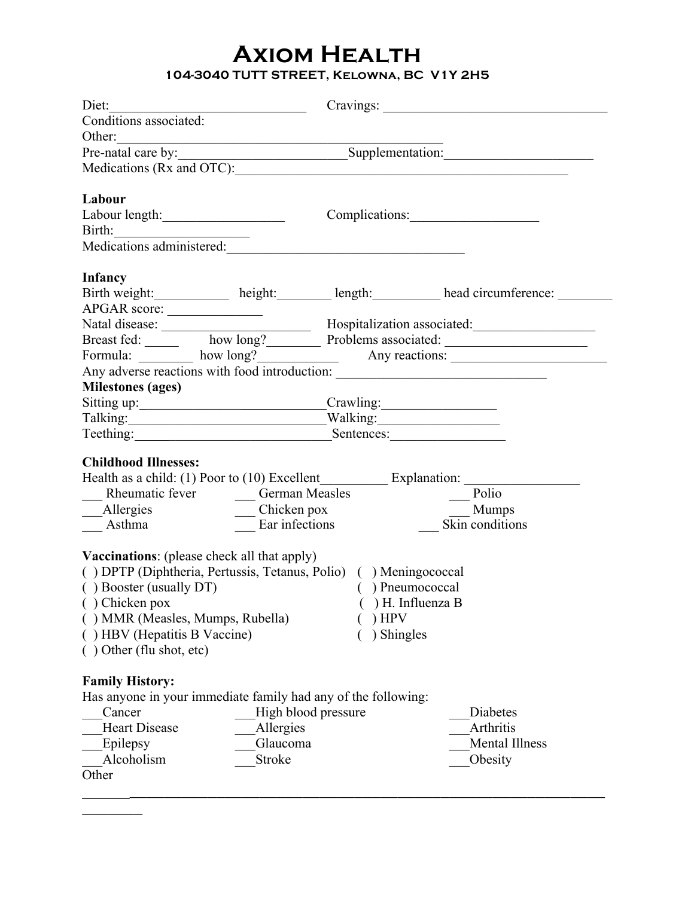# Axiom Health

**104-3040 TUTT STREET, Kelowna, BC V1Y 2H5**

Diet:____________________________ Cravings: _________________________________

Conditions associated:

Other:_______________________________________________

Pre-natal care by:________________________Supplementation:_____________________

Medications (Rx and OTC):__________________________________________________

**Labour**

Labour length:_________________ Complications:__________________

Birth:___________________

Medications administered:___________________________________

**Infancy**

Birth weight:__________ height:________ length:_________ head circumference: ________

APGAR score: _____________

Natal disease: ______________________ Hospitalization associated:__________________

Breast fed: _____ how long?________ Problems associated: _____________________

Formula: ________ how long?___________ Any reactions: ______________________

Any adverse reactions with food introduction: ______________________________

**Milestones (ages)**

Sitting up:___________________________Crawling:________________

Talking:_____________________________Walking:_________________

Teething:____________________________Sentences:________________

**Childhood Illnesses:**

Health as a child: (1) Poor to (10) Excellent__________ Explanation: ________________

___ Rheumatic fever ___ German Measles ___ Polio

___Allergies ___ Chicken pox ___ Mumps

___ Asthma ___ Ear infections ___ Skin conditions

**Vaccinations**: (please check all that apply)

( ) DPTP (Diphtheria, Pertussis, Tetanus, Polio) ( ) Meningococcal

( ) Booster (usually DT) ( ) Pneumococcal

( ) Chicken pox ( ) H. Influenza B

( ) MMR (Measles, Mumps, Rubella) ( ) HPV

( ) HBV (Hepatitis B Vaccine) ( ) Shingles

( ) Other (flu shot, etc)

**Family History:**

Has anyone in your immediate family had any of the following:

___Cancer ___High blood pressure ___Diabetes

___Heart Disease ___Allergies ___Arthritis

___Epilepsy ___Glaucoma ___Mental Illness

___Alcoholism ___Stroke ___Obesity

Other

______________________________________________________________________________

_________